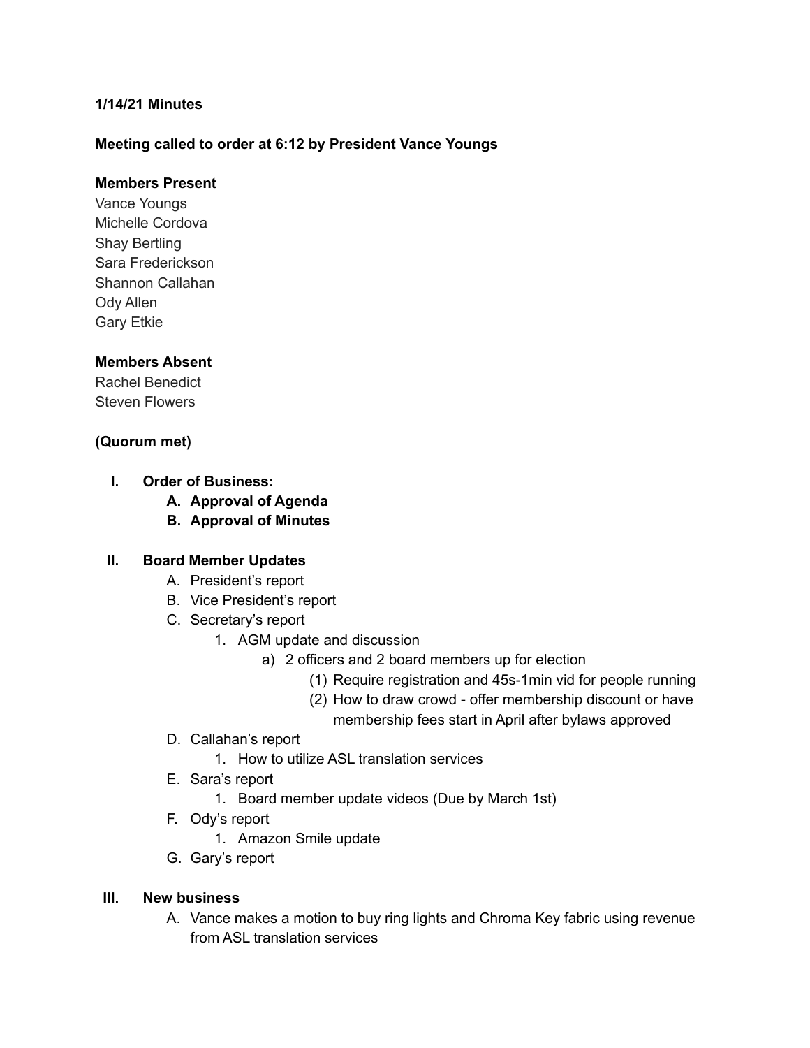**1/14/21 Minutes**

**Meeting called to order at 6:12 by President Vance Youngs**

**Members Present**

Vance Youngs
Michelle Cordova
Shay Bertling
Sara Frederickson
Shannon Callahan
Ody Allen
Gary Etkie

**Members Absent**

Rachel Benedict
Steven Flowers

**(Quorum met)**

I. **Order of Business:**
   A. **Approval of Agenda**
   B. **Approval of Minutes**

II. **Board Member Updates**
   A. President's report
   B. Vice President's report
   C. Secretary's report
      1. AGM update and discussion
         a) 2 officers and 2 board members up for election
            (1) Require registration and 45s-1min vid for people running
            (2) How to draw crowd - offer membership discount or have membership fees start in April after bylaws approved
   D. Callahan's report
      1. How to utilize ASL translation services
   E. Sara's report
      1. Board member update videos (Due by March 1st)
   F. Ody's report
      1. Amazon Smile update
   G. Gary's report

III. **New business**
   A. Vance makes a motion to buy ring lights and Chroma Key fabric using revenue from ASL translation services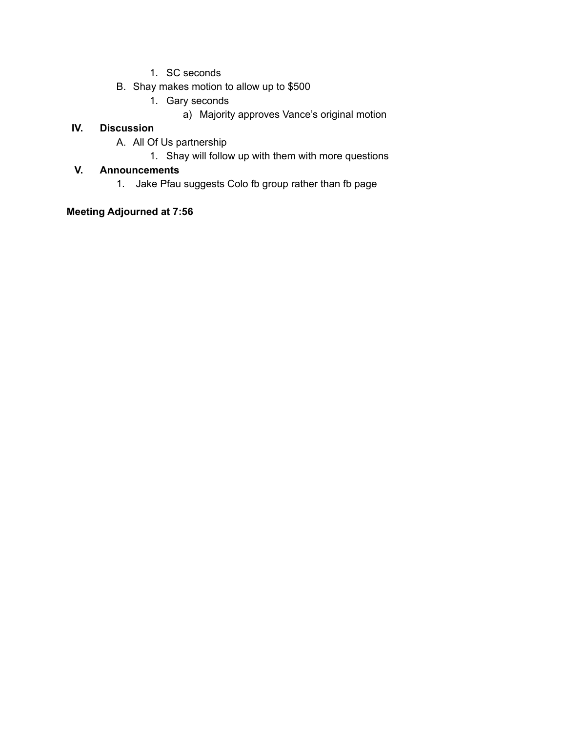1. SC seconds

B. Shay makes motion to allow up to $500

1. Gary seconds

a) Majority approves Vance's original motion

**IV. Discussion**

A. All Of Us partnership

1. Shay will follow up with them with more questions

**V. Announcements**

1. Jake Pfau suggests Colo fb group rather than fb page

**Meeting Adjourned at 7:56**